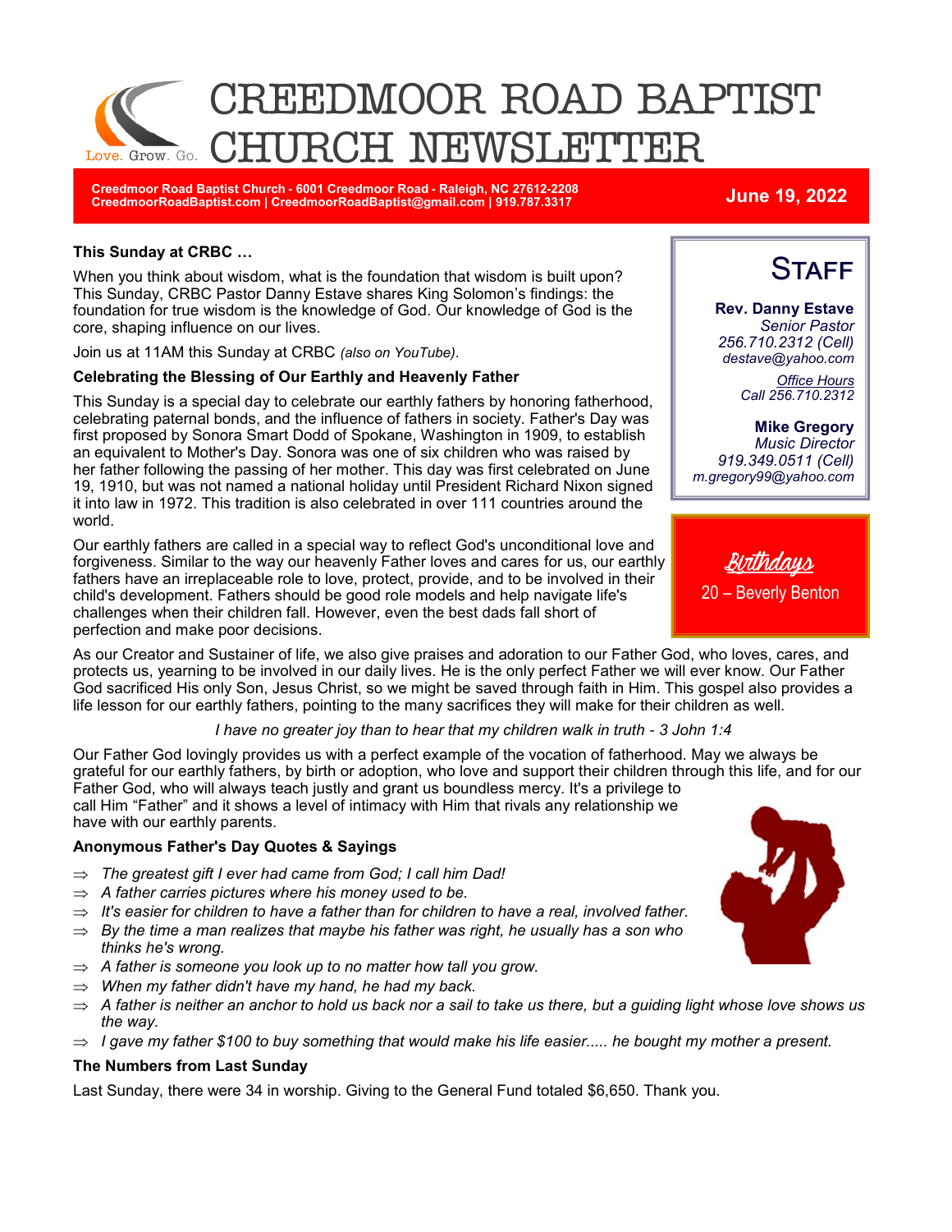# CREEDMOOR ROAD BAPTIST CHURCH NEWSLETTER

Love. Grow. Go.

**Creedmoor Road Baptist Church - 6001 Creedmoor Road - Raleigh, NC 27612-2208**
**CreedmoorRoadBaptist.com | CreedmoorRoadBaptist@gmail.com | 919.787.3317**

**June 19, 2022**

### This Sunday at CRBC …

When you think about wisdom, what is the foundation that wisdom is built upon? This Sunday, CRBC Pastor Danny Estave shares King Solomon's findings: the foundation for true wisdom is the knowledge of God. Our knowledge of God is the core, shaping influence on our lives.

Join us at 11AM this Sunday at CRBC *(also on YouTube).*

### Celebrating the Blessing of Our Earthly and Heavenly Father

This Sunday is a special day to celebrate our earthly fathers by honoring fatherhood, celebrating paternal bonds, and the influence of fathers in society. Father's Day was first proposed by Sonora Smart Dodd of Spokane, Washington in 1909, to establish an equivalent to Mother's Day. Sonora was one of six children who was raised by her father following the passing of her mother. This day was first celebrated on June 19, 1910, but was not named a national holiday until President Richard Nixon signed it into law in 1972. This tradition is also celebrated in over 111 countries around the world.

Our earthly fathers are called in a special way to reflect God's unconditional love and forgiveness. Similar to the way our heavenly Father loves and cares for us, our earthly fathers have an irreplaceable role to love, protect, provide, and to be involved in their child's development. Fathers should be good role models and help navigate life's challenges when their children fall. However, even the best dads fall short of perfection and make poor decisions.

As our Creator and Sustainer of life, we also give praises and adoration to our Father God, who loves, cares, and protects us, yearning to be involved in our daily lives. He is the only perfect Father we will ever know. Our Father God sacrificed His only Son, Jesus Christ, so we might be saved through faith in Him. This gospel also provides a life lesson for our earthly fathers, pointing to the many sacrifices they will make for their children as well.

*I have no greater joy than to hear that my children walk in truth - 3 John 1:4*

Our Father God lovingly provides us with a perfect example of the vocation of fatherhood. May we always be grateful for our earthly fathers, by birth or adoption, who love and support their children through this life, and for our Father God, who will always teach justly and grant us boundless mercy. It's a privilege to call Him "Father" and it shows a level of intimacy with Him that rivals any relationship we have with our earthly parents.

### Anonymous Father's Day Quotes & Sayings

- ⇒ *The greatest gift I ever had came from God; I call him Dad!*
- ⇒ *A father carries pictures where his money used to be.*
- ⇒ *It's easier for children to have a father than for children to have a real, involved father.*
- ⇒ *By the time a man realizes that maybe his father was right, he usually has a son who thinks he's wrong.*
- ⇒ *A father is someone you look up to no matter how tall you grow.*
- ⇒ *When my father didn't have my hand, he had my back.*
- ⇒ *A father is neither an anchor to hold us back nor a sail to take us there, but a guiding light whose love shows us the way.*
- ⇒ *I gave my father $100 to buy something that would make his life easier..... he bought my mother a present.*

### The Numbers from Last Sunday

Last Sunday, there were 34 in worship. Giving to the General Fund totaled $6,650. Thank you.

## Staff

**Rev. Danny Estave**
*Senior Pastor*
*256.710.2312 (Cell)*
*destave@yahoo.com*

*Office Hours*
*Call 256.710.2312*

**Mike Gregory**
*Music Director*
*919.349.0511 (Cell)*
*m.gregory99@yahoo.com*

## Birthdays

20 – Beverly Benton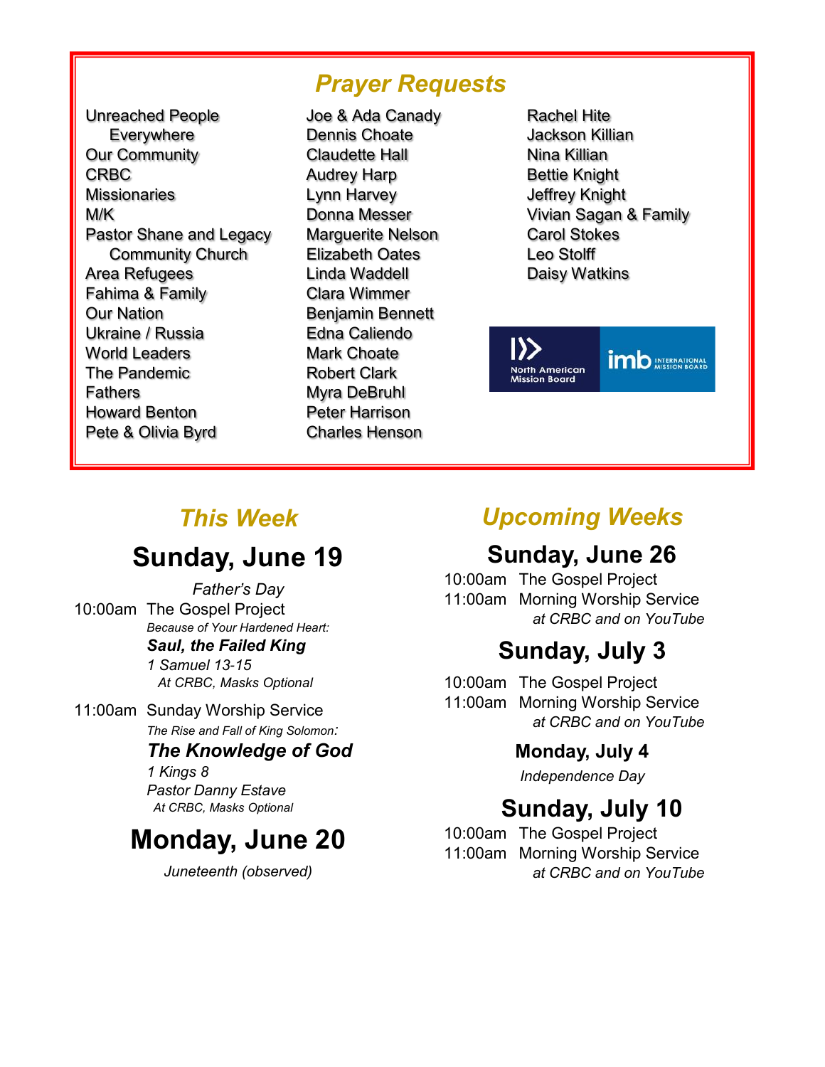## Prayer Requests

Unreached People Everywhere
Our Community
CRBC
Missionaries
M/K
Pastor Shane and Legacy Community Church
Area Refugees
Fahima & Family
Our Nation
Ukraine / Russia
World Leaders
The Pandemic
Fathers
Howard Benton
Pete & Olivia Byrd

Joe & Ada Canady
Dennis Choate
Claudette Hall
Audrey Harp
Lynn Harvey
Donna Messer
Marguerite Nelson
Elizabeth Oates
Linda Waddell
Clara Wimmer
Benjamin Bennett
Edna Caliendo
Mark Choate
Robert Clark
Myra DeBruhl
Peter Harrison
Charles Henson

Rachel Hite
Jackson Killian
Nina Killian
Bettie Knight
Jeffrey Knight
Vivian Sagan & Family
Carol Stokes
Leo Stolff
Daisy Watkins

North American Mission Board | imb International Mission Board

## This Week

### Sunday, June 19

*Father's Day*

10:00am The Gospel Project
*Because of Your Hardened Heart:*
***Saul, the Failed King***
*1 Samuel 13-15*
*At CRBC, Masks Optional*

11:00am Sunday Worship Service
*The Rise and Fall of King Solomon:*
***The Knowledge of God***
*1 Kings 8*
*Pastor Danny Estave*
*At CRBC, Masks Optional*

### Monday, June 20

*Juneteenth (observed)*

## Upcoming Weeks

### Sunday, June 26

10:00am The Gospel Project
11:00am Morning Worship Service
*at CRBC and on YouTube*

### Sunday, July 3

10:00am The Gospel Project
11:00am Morning Worship Service
*at CRBC and on YouTube*

### Monday, July 4

*Independence Day*

### Sunday, July 10

10:00am The Gospel Project
11:00am Morning Worship Service
*at CRBC and on YouTube*